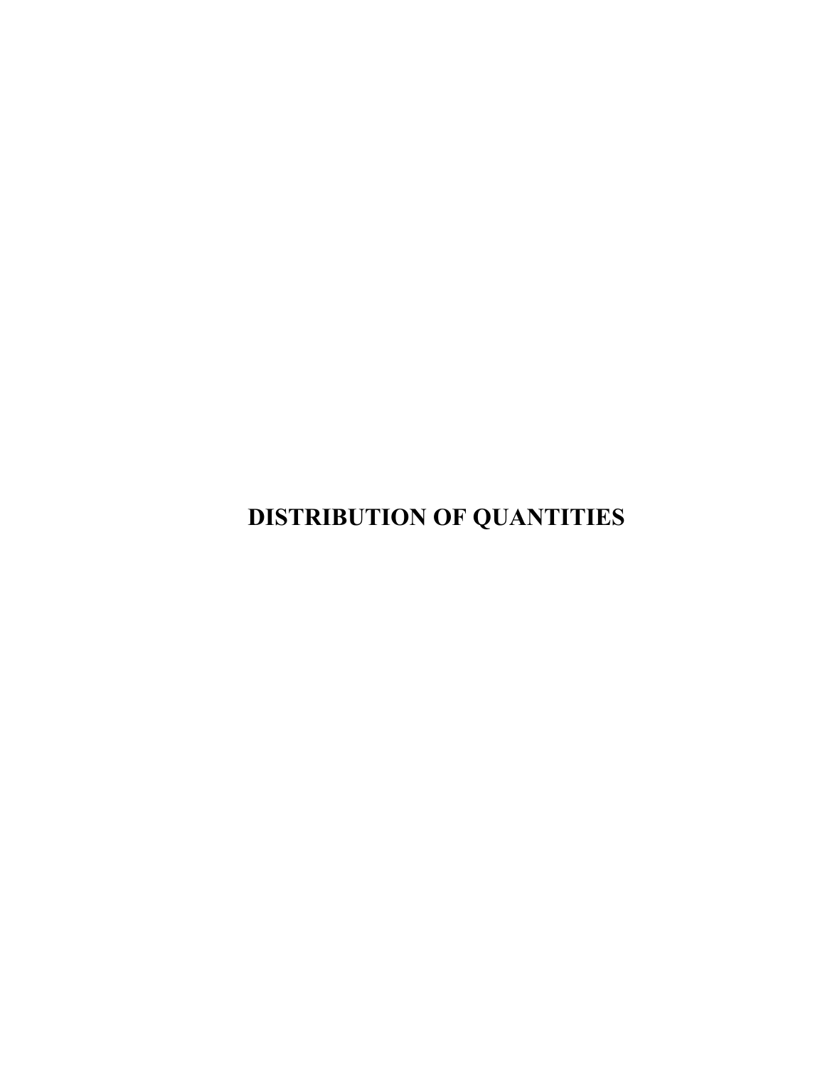# DISTRIBUTION OF QUANTITIES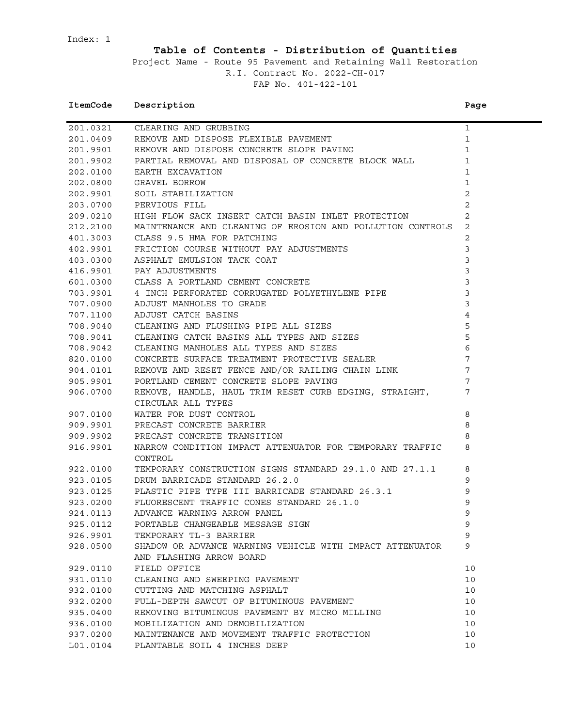Index: 1

# Table of Contents - Distribution of Quantities

Project Name - Route 95 Pavement and Retaining Wall Restoration
R.I. Contract No. 2022-CH-017
FAP No. 401-422-101

| ItemCode | Description | Page |
|---|---|---|
| 201.0321 | CLEARING AND GRUBBING | 1 |
| 201.0409 | REMOVE AND DISPOSE FLEXIBLE PAVEMENT | 1 |
| 201.9901 | REMOVE AND DISPOSE CONCRETE SLOPE PAVING | 1 |
| 201.9902 | PARTIAL REMOVAL AND DISPOSAL OF CONCRETE BLOCK WALL | 1 |
| 202.0100 | EARTH EXCAVATION | 1 |
| 202.0800 | GRAVEL BORROW | 1 |
| 202.9901 | SOIL STABILIZATION | 2 |
| 203.0700 | PERVIOUS FILL | 2 |
| 209.0210 | HIGH FLOW SACK INSERT CATCH BASIN INLET PROTECTION | 2 |
| 212.2100 | MAINTENANCE AND CLEANING OF EROSION AND POLLUTION CONTROLS | 2 |
| 401.3003 | CLASS 9.5 HMA FOR PATCHING | 2 |
| 402.9901 | FRICTION COURSE WITHOUT PAY ADJUSTMENTS | 3 |
| 403.0300 | ASPHALT EMULSION TACK COAT | 3 |
| 416.9901 | PAY ADJUSTMENTS | 3 |
| 601.0300 | CLASS A PORTLAND CEMENT CONCRETE | 3 |
| 703.9901 | 4 INCH PERFORATED CORRUGATED POLYETHYLENE PIPE | 3 |
| 707.0900 | ADJUST MANHOLES TO GRADE | 3 |
| 707.1100 | ADJUST CATCH BASINS | 4 |
| 708.9040 | CLEANING AND FLUSHING PIPE ALL SIZES | 5 |
| 708.9041 | CLEANING CATCH BASINS ALL TYPES AND SIZES | 5 |
| 708.9042 | CLEANING MANHOLES ALL TYPES AND SIZES | 6 |
| 820.0100 | CONCRETE SURFACE TREATMENT PROTECTIVE SEALER | 7 |
| 904.0101 | REMOVE AND RESET FENCE AND/OR RAILING CHAIN LINK | 7 |
| 905.9901 | PORTLAND CEMENT CONCRETE SLOPE PAVING | 7 |
| 906.0700 | REMOVE, HANDLE, HAUL TRIM RESET CURB EDGING, STRAIGHT, CIRCULAR ALL TYPES | 7 |
| 907.0100 | WATER FOR DUST CONTROL | 8 |
| 909.9901 | PRECAST CONCRETE BARRIER | 8 |
| 909.9902 | PRECAST CONCRETE TRANSITION | 8 |
| 916.9901 | NARROW CONDITION IMPACT ATTENUATOR FOR TEMPORARY TRAFFIC CONTROL | 8 |
| 922.0100 | TEMPORARY CONSTRUCTION SIGNS STANDARD 29.1.0 AND 27.1.1 | 8 |
| 923.0105 | DRUM BARRICADE STANDARD 26.2.0 | 9 |
| 923.0125 | PLASTIC PIPE TYPE III BARRICADE STANDARD 26.3.1 | 9 |
| 923.0200 | FLUORESCENT TRAFFIC CONES STANDARD 26.1.0 | 9 |
| 924.0113 | ADVANCE WARNING ARROW PANEL | 9 |
| 925.0112 | PORTABLE CHANGEABLE MESSAGE SIGN | 9 |
| 926.9901 | TEMPORARY TL-3 BARRIER | 9 |
| 928.0500 | SHADOW OR ADVANCE WARNING VEHICLE WITH IMPACT ATTENUATOR AND FLASHING ARROW BOARD | 9 |
| 929.0110 | FIELD OFFICE | 10 |
| 931.0110 | CLEANING AND SWEEPING PAVEMENT | 10 |
| 932.0100 | CUTTING AND MATCHING ASPHALT | 10 |
| 932.0200 | FULL-DEPTH SAWCUT OF BITUMINOUS PAVEMENT | 10 |
| 935.0400 | REMOVING BITUMINOUS PAVEMENT BY MICRO MILLING | 10 |
| 936.0100 | MOBILIZATION AND DEMOBILIZATION | 10 |
| 937.0200 | MAINTENANCE AND MOVEMENT TRAFFIC PROTECTION | 10 |
| L01.0104 | PLANTABLE SOIL 4 INCHES DEEP | 10 |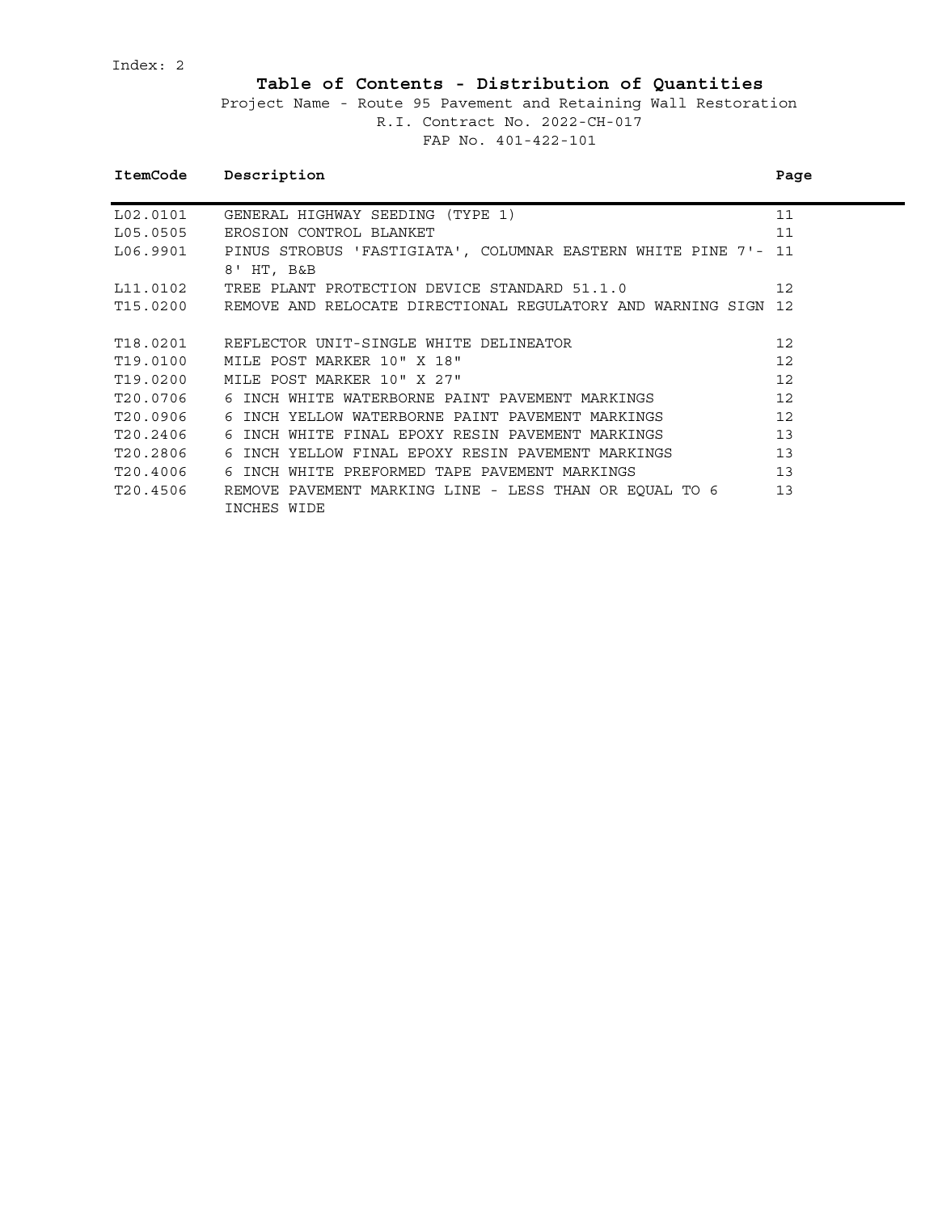Index: 2

# Table of Contents - Distribution of Quantities

Project Name - Route 95 Pavement and Retaining Wall Restoration

R.I. Contract No. 2022-CH-017

FAP No. 401-422-101

| ItemCode | Description | Page |
|---|---|---|
| L02.0101 | GENERAL HIGHWAY SEEDING (TYPE 1) | 11 |
| L05.0505 | EROSION CONTROL BLANKET | 11 |
| L06.9901 | PINUS STROBUS 'FASTIGIATA', COLUMNAR EASTERN WHITE PINE 7'- 8' HT, B&B | 11 |
| L11.0102 | TREE PLANT PROTECTION DEVICE STANDARD 51.1.0 | 12 |
| T15.0200 | REMOVE AND RELOCATE DIRECTIONAL REGULATORY AND WARNING SIGN | 12 |
| T18.0201 | REFLECTOR UNIT-SINGLE WHITE DELINEATOR | 12 |
| T19.0100 | MILE POST MARKER 10" X 18" | 12 |
| T19.0200 | MILE POST MARKER 10" X 27" | 12 |
| T20.0706 | 6 INCH WHITE WATERBORNE PAINT PAVEMENT MARKINGS | 12 |
| T20.0906 | 6 INCH YELLOW WATERBORNE PAINT PAVEMENT MARKINGS | 12 |
| T20.2406 | 6 INCH WHITE FINAL EPOXY RESIN PAVEMENT MARKINGS | 13 |
| T20.2806 | 6 INCH YELLOW FINAL EPOXY RESIN PAVEMENT MARKINGS | 13 |
| T20.4006 | 6 INCH WHITE PREFORMED TAPE PAVEMENT MARKINGS | 13 |
| T20.4506 | REMOVE PAVEMENT MARKING LINE - LESS THAN OR EQUAL TO 6 INCHES WIDE | 13 |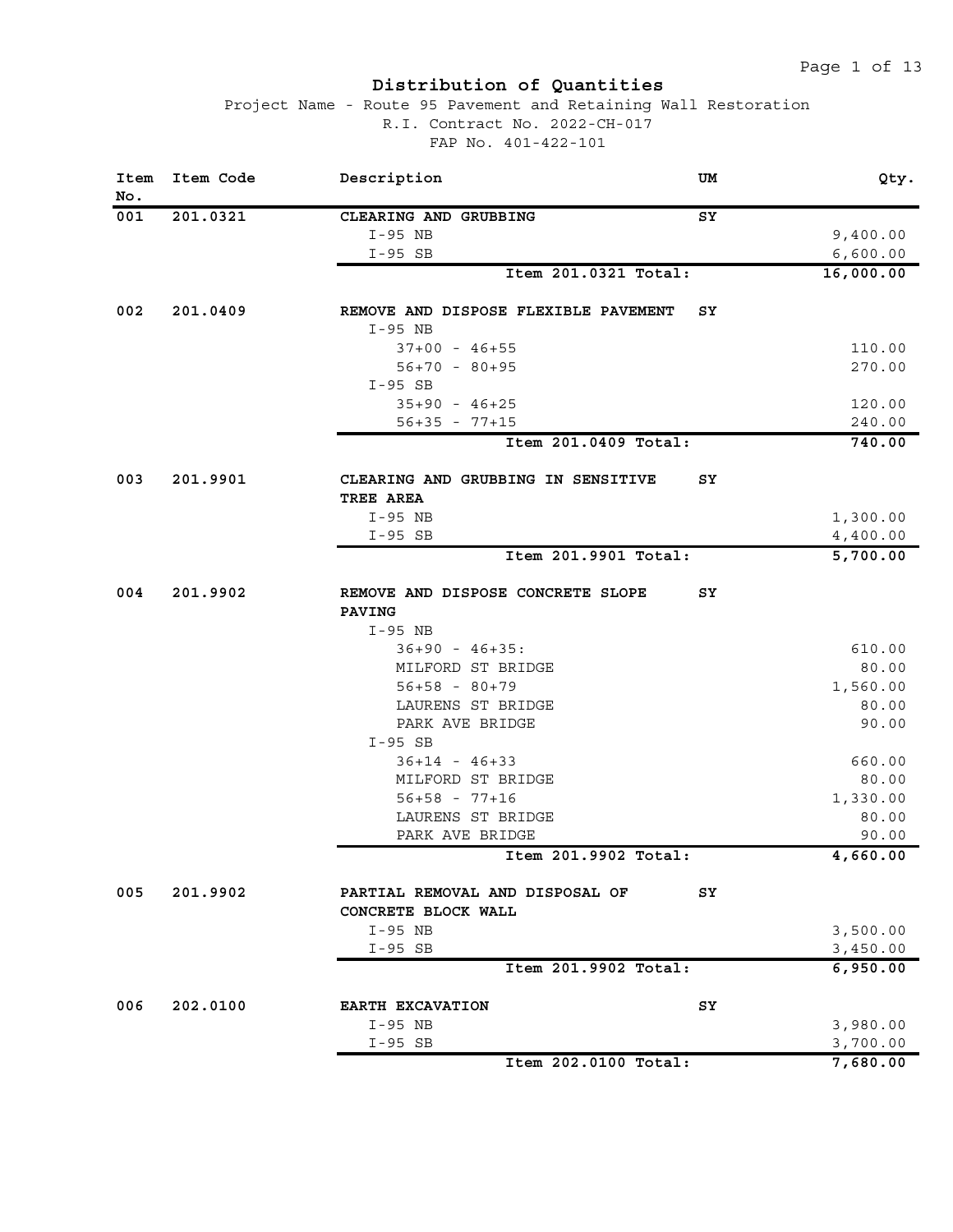# Distribution of Quantities

Project Name - Route 95 Pavement and Retaining Wall Restoration

R.I. Contract No. 2022-CH-017

FAP No. 401-422-101

| Item No. | Item Code | Description | UM | Qty. |
|---|---|---|---|---|
| 001 | 201.0321 | **CLEARING AND GRUBBING** | SY | |
| | | I-95 NB | | 9,400.00 |
| | | I-95 SB | | 6,600.00 |
| | | **Item 201.0321 Total:** | | **16,000.00** |
| 002 | 201.0409 | **REMOVE AND DISPOSE FLEXIBLE PAVEMENT** | SY | |
| | | I-95 NB | | |
| | | 37+00 - 46+55 | | 110.00 |
| | | 56+70 - 80+95 | | 270.00 |
| | | I-95 SB | | |
| | | 35+90 - 46+25 | | 120.00 |
| | | 56+35 - 77+15 | | 240.00 |
| | | **Item 201.0409 Total:** | | **740.00** |
| 003 | 201.9901 | **CLEARING AND GRUBBING IN SENSITIVE TREE AREA** | SY | |
| | | I-95 NB | | 1,300.00 |
| | | I-95 SB | | 4,400.00 |
| | | **Item 201.9901 Total:** | | **5,700.00** |
| 004 | 201.9902 | **REMOVE AND DISPOSE CONCRETE SLOPE PAVING** | SY | |
| | | I-95 NB | | |
| | | 36+90 - 46+35: | | 610.00 |
| | | MILFORD ST BRIDGE | | 80.00 |
| | | 56+58 - 80+79 | | 1,560.00 |
| | | LAURENS ST BRIDGE | | 80.00 |
| | | PARK AVE BRIDGE | | 90.00 |
| | | I-95 SB | | |
| | | 36+14 - 46+33 | | 660.00 |
| | | MILFORD ST BRIDGE | | 80.00 |
| | | 56+58 - 77+16 | | 1,330.00 |
| | | LAURENS ST BRIDGE | | 80.00 |
| | | PARK AVE BRIDGE | | 90.00 |
| | | **Item 201.9902 Total:** | | **4,660.00** |
| 005 | 201.9902 | **PARTIAL REMOVAL AND DISPOSAL OF CONCRETE BLOCK WALL** | SY | |
| | | I-95 NB | | 3,500.00 |
| | | I-95 SB | | 3,450.00 |
| | | **Item 201.9902 Total:** | | **6,950.00** |
| 006 | 202.0100 | **EARTH EXCAVATION** | SY | |
| | | I-95 NB | | 3,980.00 |
| | | I-95 SB | | 3,700.00 |
| | | **Item 202.0100 Total:** | | **7,680.00** |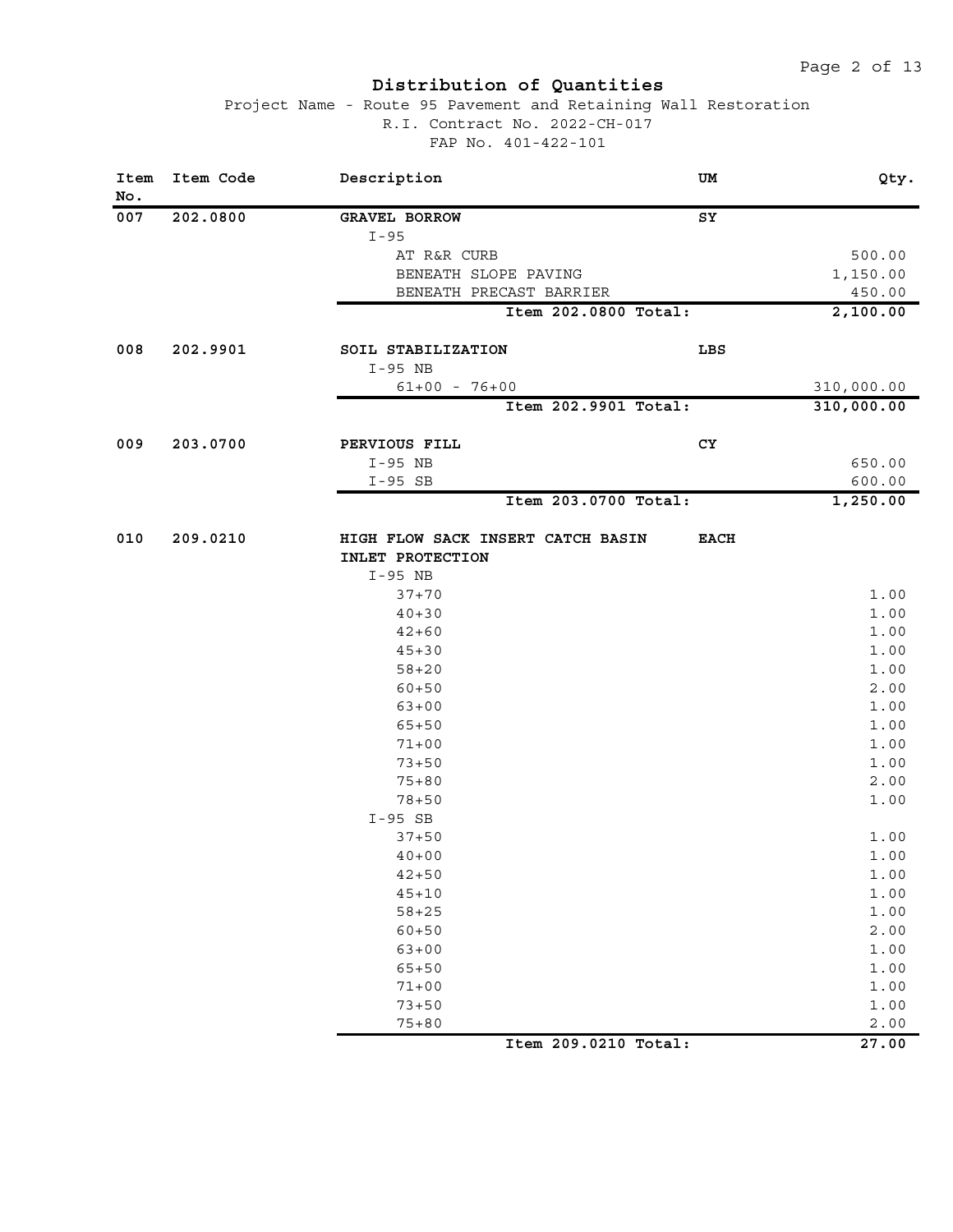# Distribution of Quantities

Project Name - Route 95 Pavement and Retaining Wall Restoration
R.I. Contract No. 2022-CH-017
FAP No. 401-422-101

| Item No. | Item Code | Description | UM | Qty. |
|---|---|---|---|---|
| 007 | 202.0800 | **GRAVEL BORROW** | SY | |
| | | I-95 | | |
| | | AT R&R CURB | | 500.00 |
| | | BENEATH SLOPE PAVING | | 1,150.00 |
| | | BENEATH PRECAST BARRIER | | 450.00 |
| | | **Item 202.0800 Total:** | | **2,100.00** |
| 008 | 202.9901 | **SOIL STABILIZATION** | LBS | |
| | | I-95 NB | | |
| | | 61+00 - 76+00 | | 310,000.00 |
| | | **Item 202.9901 Total:** | | **310,000.00** |
| 009 | 203.0700 | **PERVIOUS FILL** | CY | |
| | | I-95 NB | | 650.00 |
| | | I-95 SB | | 600.00 |
| | | **Item 203.0700 Total:** | | **1,250.00** |
| 010 | 209.0210 | **HIGH FLOW SACK INSERT CATCH BASIN INLET PROTECTION** | EACH | |
| | | I-95 NB | | |
| | | 37+70 | | 1.00 |
| | | 40+30 | | 1.00 |
| | | 42+60 | | 1.00 |
| | | 45+30 | | 1.00 |
| | | 58+20 | | 1.00 |
| | | 60+50 | | 2.00 |
| | | 63+00 | | 1.00 |
| | | 65+50 | | 1.00 |
| | | 71+00 | | 1.00 |
| | | 73+50 | | 1.00 |
| | | 75+80 | | 2.00 |
| | | 78+50 | | 1.00 |
| | | I-95 SB | | |
| | | 37+50 | | 1.00 |
| | | 40+00 | | 1.00 |
| | | 42+50 | | 1.00 |
| | | 45+10 | | 1.00 |
| | | 58+25 | | 1.00 |
| | | 60+50 | | 2.00 |
| | | 63+00 | | 1.00 |
| | | 65+50 | | 1.00 |
| | | 71+00 | | 1.00 |
| | | 73+50 | | 1.00 |
| | | 75+80 | | 2.00 |
| | | **Item 209.0210 Total:** | | **27.00** |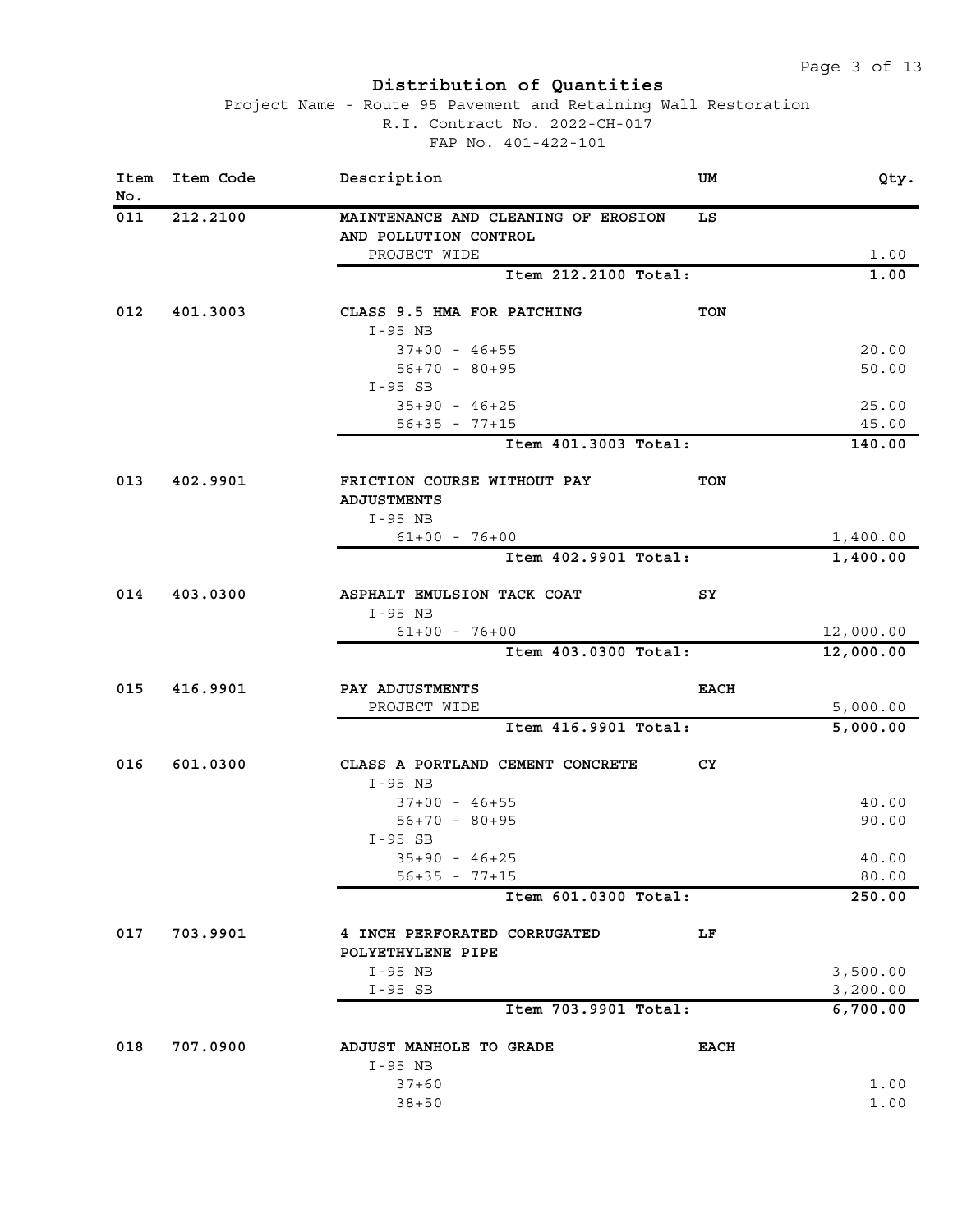# Distribution of Quantities

Project Name - Route 95 Pavement and Retaining Wall Restoration
R.I. Contract No. 2022-CH-017
FAP No. 401-422-101

| Item No. | Item Code | Description | UM | Qty. |
|---|---|---|---|---|
| **011** | **212.2100** | **MAINTENANCE AND CLEANING OF EROSION AND POLLUTION CONTROL** | **LS** | |
| | | PROJECT WIDE | | 1.00 |
| | | **Item 212.2100 Total:** | | **1.00** |
| **012** | **401.3003** | **CLASS 9.5 HMA FOR PATCHING** | **TON** | |
| | | I-95 NB | | |
| | | 37+00 - 46+55 | | 20.00 |
| | | 56+70 - 80+95 | | 50.00 |
| | | I-95 SB | | |
| | | 35+90 - 46+25 | | 25.00 |
| | | 56+35 - 77+15 | | 45.00 |
| | | **Item 401.3003 Total:** | | **140.00** |
| **013** | **402.9901** | **FRICTION COURSE WITHOUT PAY ADJUSTMENTS** | **TON** | |
| | | I-95 NB | | |
| | | 61+00 - 76+00 | | 1,400.00 |
| | | **Item 402.9901 Total:** | | **1,400.00** |
| **014** | **403.0300** | **ASPHALT EMULSION TACK COAT** | **SY** | |
| | | I-95 NB | | |
| | | 61+00 - 76+00 | | 12,000.00 |
| | | **Item 403.0300 Total:** | | **12,000.00** |
| **015** | **416.9901** | **PAY ADJUSTMENTS** | **EACH** | |
| | | PROJECT WIDE | | 5,000.00 |
| | | **Item 416.9901 Total:** | | **5,000.00** |
| **016** | **601.0300** | **CLASS A PORTLAND CEMENT CONCRETE** | **CY** | |
| | | I-95 NB | | |
| | | 37+00 - 46+55 | | 40.00 |
| | | 56+70 - 80+95 | | 90.00 |
| | | I-95 SB | | |
| | | 35+90 - 46+25 | | 40.00 |
| | | 56+35 - 77+15 | | 80.00 |
| | | **Item 601.0300 Total:** | | **250.00** |
| **017** | **703.9901** | **4 INCH PERFORATED CORRUGATED POLYETHYLENE PIPE** | **LF** | |
| | | I-95 NB | | 3,500.00 |
| | | I-95 SB | | 3,200.00 |
| | | **Item 703.9901 Total:** | | **6,700.00** |
| **018** | **707.0900** | **ADJUST MANHOLE TO GRADE** | **EACH** | |
| | | I-95 NB | | |
| | | 37+60 | | 1.00 |
| | | 38+50 | | 1.00 |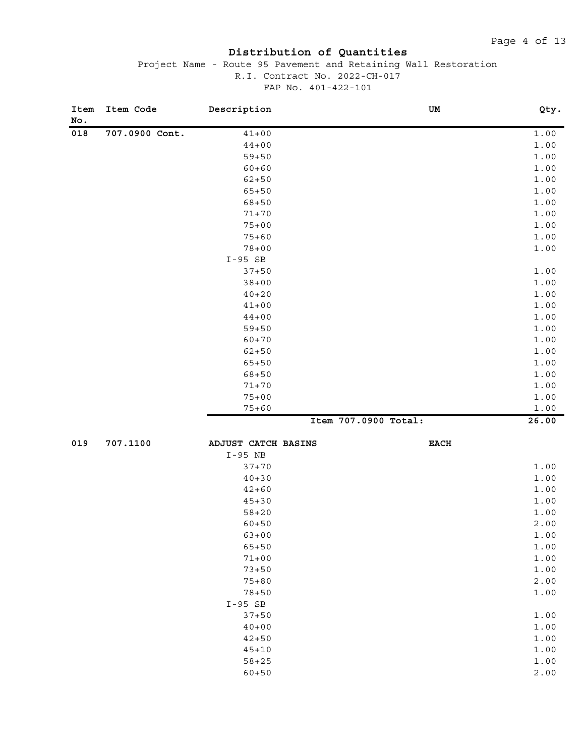# Distribution of Quantities

Project Name - Route 95 Pavement and Retaining Wall Restoration

R.I. Contract No. 2022-CH-017

FAP No. 401-422-101

| Item No. | Item Code | Description | UM | Qty. |
|---|---|---|---|---|
| 018 | 707.0900 Cont. | 41+00 | | 1.00 |
| | | 44+00 | | 1.00 |
| | | 59+50 | | 1.00 |
| | | 60+60 | | 1.00 |
| | | 62+50 | | 1.00 |
| | | 65+50 | | 1.00 |
| | | 68+50 | | 1.00 |
| | | 71+70 | | 1.00 |
| | | 75+00 | | 1.00 |
| | | 75+60 | | 1.00 |
| | | 78+00 | | 1.00 |
| | | I-95 SB | | |
| | | 37+50 | | 1.00 |
| | | 38+00 | | 1.00 |
| | | 40+20 | | 1.00 |
| | | 41+00 | | 1.00 |
| | | 44+00 | | 1.00 |
| | | 59+50 | | 1.00 |
| | | 60+70 | | 1.00 |
| | | 62+50 | | 1.00 |
| | | 65+50 | | 1.00 |
| | | 68+50 | | 1.00 |
| | | 71+70 | | 1.00 |
| | | 75+00 | | 1.00 |
| | | 75+60 | | 1.00 |
| | | **Item 707.0900 Total:** | | **26.00** |
| 019 | 707.1100 | **ADJUST CATCH BASINS** | **EACH** | |
| | | I-95 NB | | |
| | | 37+70 | | 1.00 |
| | | 40+30 | | 1.00 |
| | | 42+60 | | 1.00 |
| | | 45+30 | | 1.00 |
| | | 58+20 | | 1.00 |
| | | 60+50 | | 2.00 |
| | | 63+00 | | 1.00 |
| | | 65+50 | | 1.00 |
| | | 71+00 | | 1.00 |
| | | 73+50 | | 1.00 |
| | | 75+80 | | 2.00 |
| | | 78+50 | | 1.00 |
| | | I-95 SB | | |
| | | 37+50 | | 1.00 |
| | | 40+00 | | 1.00 |
| | | 42+50 | | 1.00 |
| | | 45+10 | | 1.00 |
| | | 58+25 | | 1.00 |
| | | 60+50 | | 2.00 |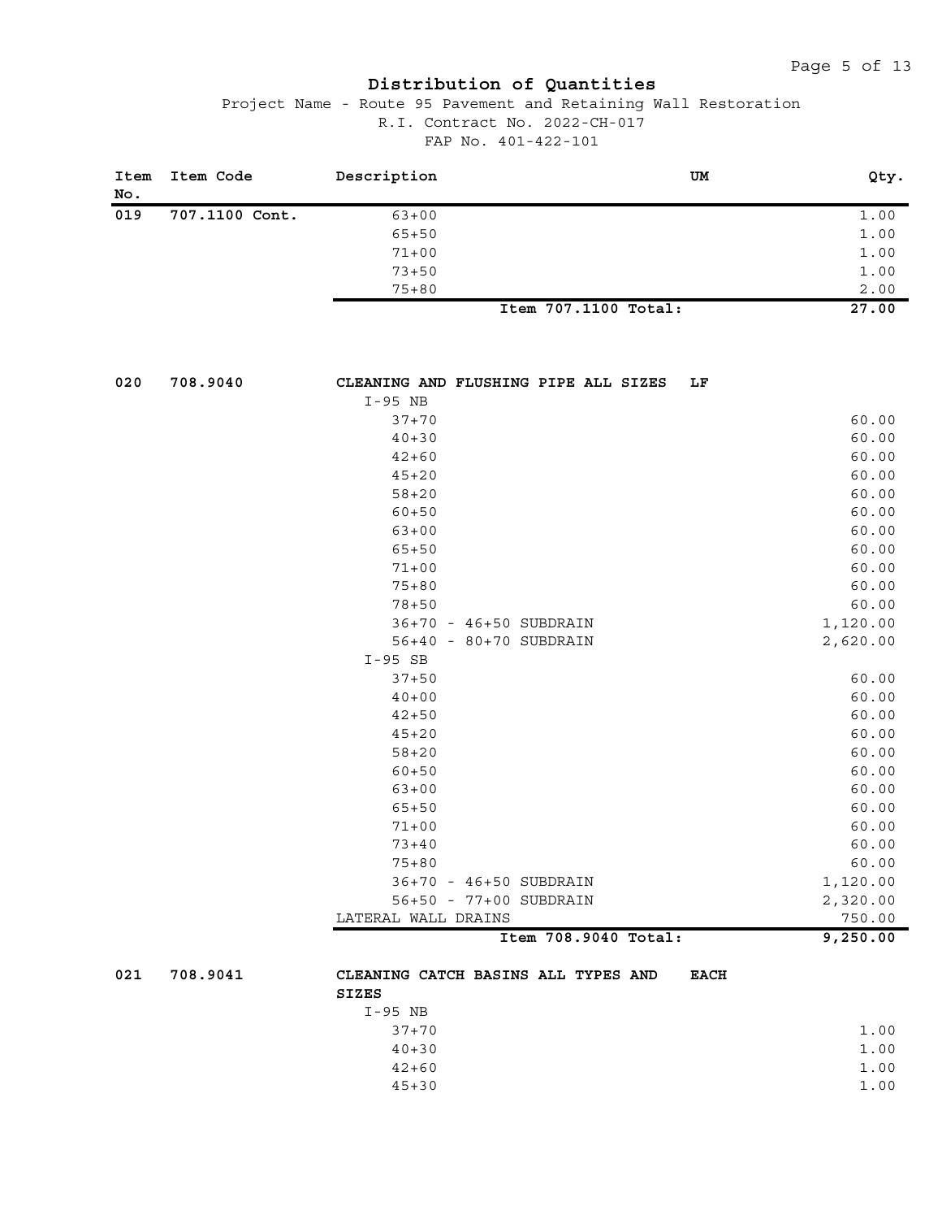## Distribution of Quantities

Project Name - Route 95 Pavement and Retaining Wall Restoration
R.I. Contract No. 2022-CH-017
FAP No. 401-422-101

| Item No. | Item Code | Description | UM | Qty. |
|---|---|---|---|---|
| 019 | 707.1100 Cont. | 63+00 | | 1.00 |
| | | 65+50 | | 1.00 |
| | | 71+00 | | 1.00 |
| | | 73+50 | | 1.00 |
| | | 75+80 | | 2.00 |
| | | **Item 707.1100 Total:** | | **27.00** |
| 020 | 708.9040 | **CLEANING AND FLUSHING PIPE ALL SIZES** | **LF** | |
| | | I-95 NB | | |
| | | 37+70 | | 60.00 |
| | | 40+30 | | 60.00 |
| | | 42+60 | | 60.00 |
| | | 45+20 | | 60.00 |
| | | 58+20 | | 60.00 |
| | | 60+50 | | 60.00 |
| | | 63+00 | | 60.00 |
| | | 65+50 | | 60.00 |
| | | 71+00 | | 60.00 |
| | | 75+80 | | 60.00 |
| | | 78+50 | | 60.00 |
| | | 36+70 - 46+50 SUBDRAIN | | 1,120.00 |
| | | 56+40 - 80+70 SUBDRAIN | | 2,620.00 |
| | | I-95 SB | | |
| | | 37+50 | | 60.00 |
| | | 40+00 | | 60.00 |
| | | 42+50 | | 60.00 |
| | | 45+20 | | 60.00 |
| | | 58+20 | | 60.00 |
| | | 60+50 | | 60.00 |
| | | 63+00 | | 60.00 |
| | | 65+50 | | 60.00 |
| | | 71+00 | | 60.00 |
| | | 73+40 | | 60.00 |
| | | 75+80 | | 60.00 |
| | | 36+70 - 46+50 SUBDRAIN | | 1,120.00 |
| | | 56+50 - 77+00 SUBDRAIN | | 2,320.00 |
| | | LATERAL WALL DRAINS | | 750.00 |
| | | **Item 708.9040 Total:** | | **9,250.00** |
| 021 | 708.9041 | **CLEANING CATCH BASINS ALL TYPES AND SIZES** | **EACH** | |
| | | I-95 NB | | |
| | | 37+70 | | 1.00 |
| | | 40+30 | | 1.00 |
| | | 42+60 | | 1.00 |
| | | 45+30 | | 1.00 |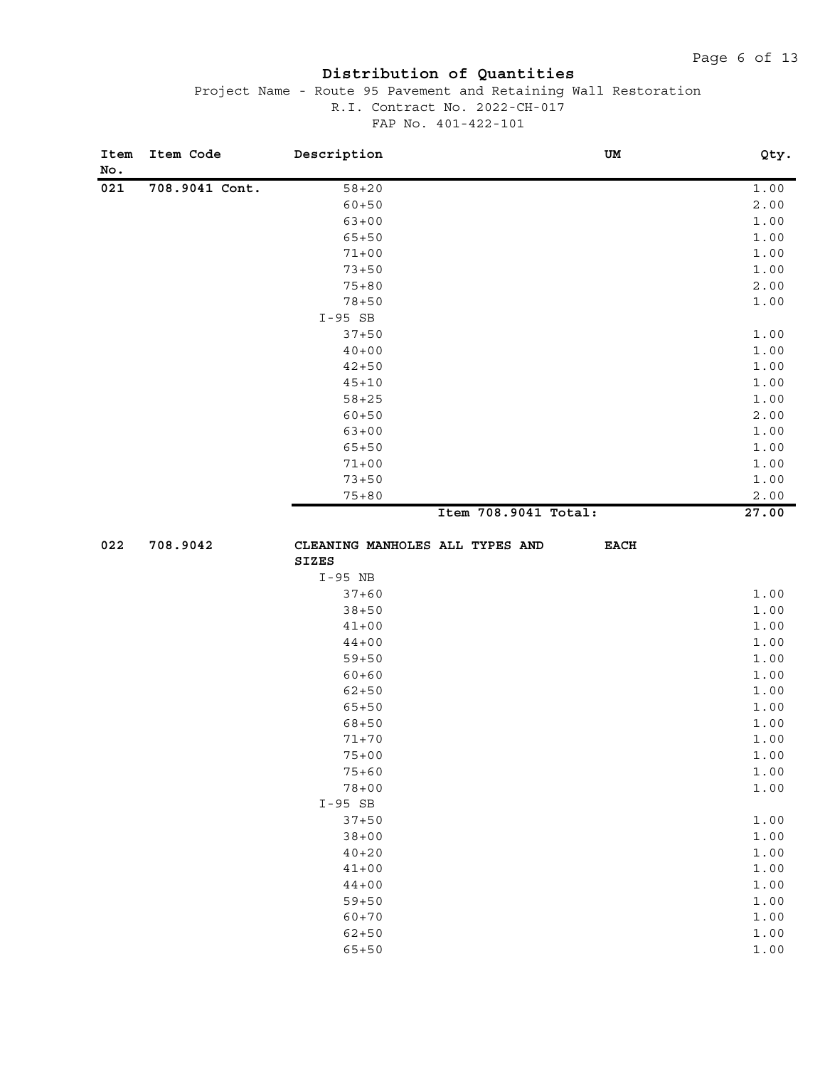# Distribution of Quantities

Project Name - Route 95 Pavement and Retaining Wall Restoration
R.I. Contract No. 2022-CH-017
FAP No. 401-422-101

| Item No. | Item Code | Description | UM | Qty. |
|---|---|---|---|---|
| 021 | 708.9041 Cont. | 58+20 | | 1.00 |
| | | 60+50 | | 2.00 |
| | | 63+00 | | 1.00 |
| | | 65+50 | | 1.00 |
| | | 71+00 | | 1.00 |
| | | 73+50 | | 1.00 |
| | | 75+80 | | 2.00 |
| | | 78+50 | | 1.00 |
| | | I-95 SB | | |
| | | 37+50 | | 1.00 |
| | | 40+00 | | 1.00 |
| | | 42+50 | | 1.00 |
| | | 45+10 | | 1.00 |
| | | 58+25 | | 1.00 |
| | | 60+50 | | 2.00 |
| | | 63+00 | | 1.00 |
| | | 65+50 | | 1.00 |
| | | 71+00 | | 1.00 |
| | | 73+50 | | 1.00 |
| | | 75+80 | | 2.00 |
| | | **Item 708.9041 Total:** | | **27.00** |
| **022** | **708.9042** | **CLEANING MANHOLES ALL TYPES AND SIZES** | **EACH** | |
| | | I-95 NB | | |
| | | 37+60 | | 1.00 |
| | | 38+50 | | 1.00 |
| | | 41+00 | | 1.00 |
| | | 44+00 | | 1.00 |
| | | 59+50 | | 1.00 |
| | | 60+60 | | 1.00 |
| | | 62+50 | | 1.00 |
| | | 65+50 | | 1.00 |
| | | 68+50 | | 1.00 |
| | | 71+70 | | 1.00 |
| | | 75+00 | | 1.00 |
| | | 75+60 | | 1.00 |
| | | 78+00 | | 1.00 |
| | | I-95 SB | | |
| | | 37+50 | | 1.00 |
| | | 38+00 | | 1.00 |
| | | 40+20 | | 1.00 |
| | | 41+00 | | 1.00 |
| | | 44+00 | | 1.00 |
| | | 59+50 | | 1.00 |
| | | 60+70 | | 1.00 |
| | | 62+50 | | 1.00 |
| | | 65+50 | | 1.00 |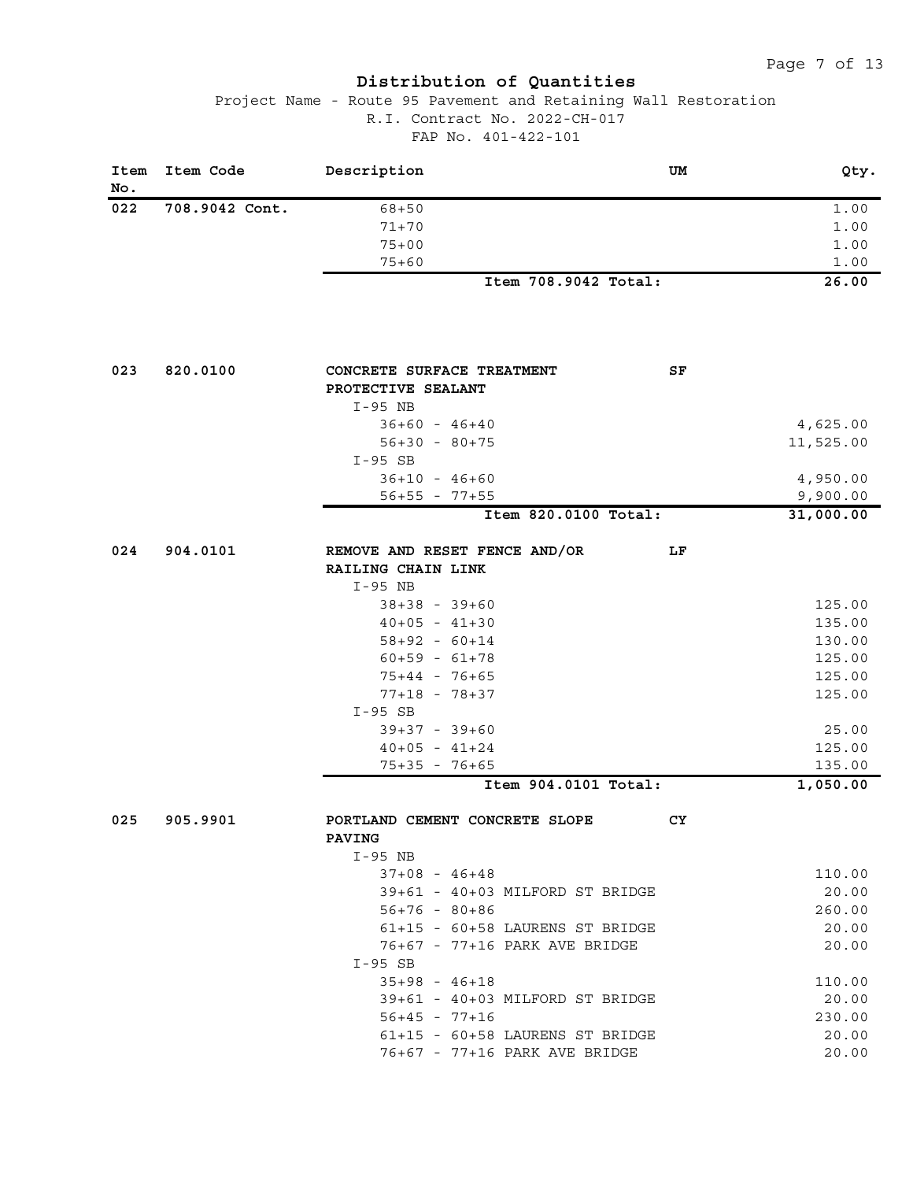# Distribution of Quantities

Project Name - Route 95 Pavement and Retaining Wall Restoration
R.I. Contract No. 2022-CH-017
FAP No. 401-422-101

| Item No. | Item Code | Description | UM | Qty. |
|---|---|---|---|---|
| 022 | 708.9042 Cont. | 68+50 | | 1.00 |
| | | 71+70 | | 1.00 |
| | | 75+00 | | 1.00 |
| | | 75+60 | | 1.00 |
| | | **Item 708.9042 Total:** | | **26.00** |
| | | | | |
| 023 | 820.0100 | **CONCRETE SURFACE TREATMENT PROTECTIVE SEALANT** | SF | |
| | | I-95 NB | | |
| | | 36+60 - 46+40 | | 4,625.00 |
| | | 56+30 - 80+75 | | 11,525.00 |
| | | I-95 SB | | |
| | | 36+10 - 46+60 | | 4,950.00 |
| | | 56+55 - 77+55 | | 9,900.00 |
| | | **Item 820.0100 Total:** | | **31,000.00** |
| | | | | |
| 024 | 904.0101 | **REMOVE AND RESET FENCE AND/OR RAILING CHAIN LINK** | LF | |
| | | I-95 NB | | |
| | | 38+38 - 39+60 | | 125.00 |
| | | 40+05 - 41+30 | | 135.00 |
| | | 58+92 - 60+14 | | 130.00 |
| | | 60+59 - 61+78 | | 125.00 |
| | | 75+44 - 76+65 | | 125.00 |
| | | 77+18 - 78+37 | | 125.00 |
| | | I-95 SB | | |
| | | 39+37 - 39+60 | | 25.00 |
| | | 40+05 - 41+24 | | 125.00 |
| | | 75+35 - 76+65 | | 135.00 |
| | | **Item 904.0101 Total:** | | **1,050.00** |
| | | | | |
| 025 | 905.9901 | **PORTLAND CEMENT CONCRETE SLOPE PAVING** | CY | |
| | | I-95 NB | | |
| | | 37+08 - 46+48 | | 110.00 |
| | | 39+61 - 40+03 MILFORD ST BRIDGE | | 20.00 |
| | | 56+76 - 80+86 | | 260.00 |
| | | 61+15 - 60+58 LAURENS ST BRIDGE | | 20.00 |
| | | 76+67 - 77+16 PARK AVE BRIDGE | | 20.00 |
| | | I-95 SB | | |
| | | 35+98 - 46+18 | | 110.00 |
| | | 39+61 - 40+03 MILFORD ST BRIDGE | | 20.00 |
| | | 56+45 - 77+16 | | 230.00 |
| | | 61+15 - 60+58 LAURENS ST BRIDGE | | 20.00 |
| | | 76+67 - 77+16 PARK AVE BRIDGE | | 20.00 |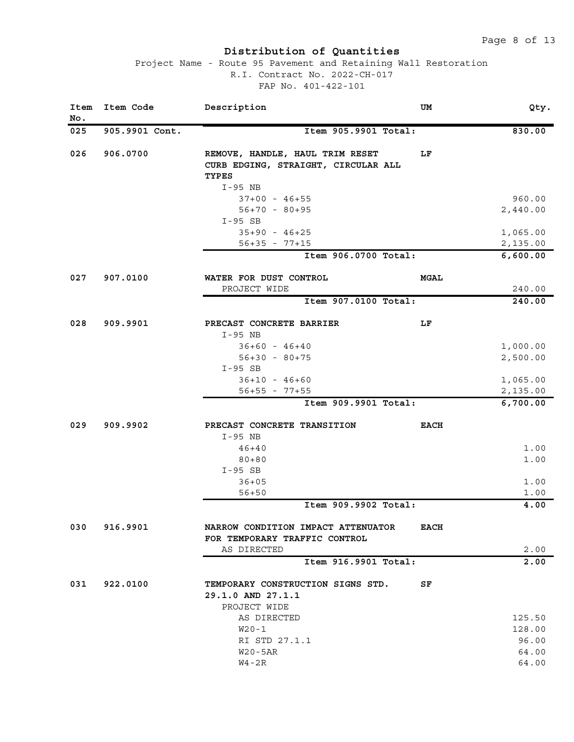## Distribution of Quantities

Project Name - Route 95 Pavement and Retaining Wall Restoration
R.I. Contract No. 2022-CH-017
FAP No. 401-422-101

| Item No. | Item Code | Description | UM | Qty. |
|---|---|---|---|---|
| 025 | 905.9901 Cont. | **Item 905.9901 Total:** | | **830.00** |
| 026 | 906.0700 | **REMOVE, HANDLE, HAUL TRIM RESET CURB EDGING, STRAIGHT, CIRCULAR ALL TYPES** | **LF** | |
| | | I-95 NB | | |
| | | 37+00 - 46+55 | | 960.00 |
| | | 56+70 - 80+95 | | 2,440.00 |
| | | I-95 SB | | |
| | | 35+90 - 46+25 | | 1,065.00 |
| | | 56+35 - 77+15 | | 2,135.00 |
| | | **Item 906.0700 Total:** | | **6,600.00** |
| 027 | 907.0100 | **WATER FOR DUST CONTROL** | **MGAL** | |
| | | PROJECT WIDE | | 240.00 |
| | | **Item 907.0100 Total:** | | **240.00** |
| 028 | 909.9901 | **PRECAST CONCRETE BARRIER** | **LF** | |
| | | I-95 NB | | |
| | | 36+60 - 46+40 | | 1,000.00 |
| | | 56+30 - 80+75 | | 2,500.00 |
| | | I-95 SB | | |
| | | 36+10 - 46+60 | | 1,065.00 |
| | | 56+55 - 77+55 | | 2,135.00 |
| | | **Item 909.9901 Total:** | | **6,700.00** |
| 029 | 909.9902 | **PRECAST CONCRETE TRANSITION** | **EACH** | |
| | | I-95 NB | | |
| | | 46+40 | | 1.00 |
| | | 80+80 | | 1.00 |
| | | I-95 SB | | |
| | | 36+05 | | 1.00 |
| | | 56+50 | | 1.00 |
| | | **Item 909.9902 Total:** | | **4.00** |
| 030 | 916.9901 | **NARROW CONDITION IMPACT ATTENUATOR FOR TEMPORARY TRAFFIC CONTROL** | **EACH** | |
| | | AS DIRECTED | | 2.00 |
| | | **Item 916.9901 Total:** | | **2.00** |
| 031 | 922.0100 | **TEMPORARY CONSTRUCTION SIGNS STD. 29.1.0 AND 27.1.1** | **SF** | |
| | | PROJECT WIDE | | |
| | | AS DIRECTED | | 125.50 |
| | | W20-1 | | 128.00 |
| | | RI STD 27.1.1 | | 96.00 |
| | | W20-5AR | | 64.00 |
| | | W4-2R | | 64.00 |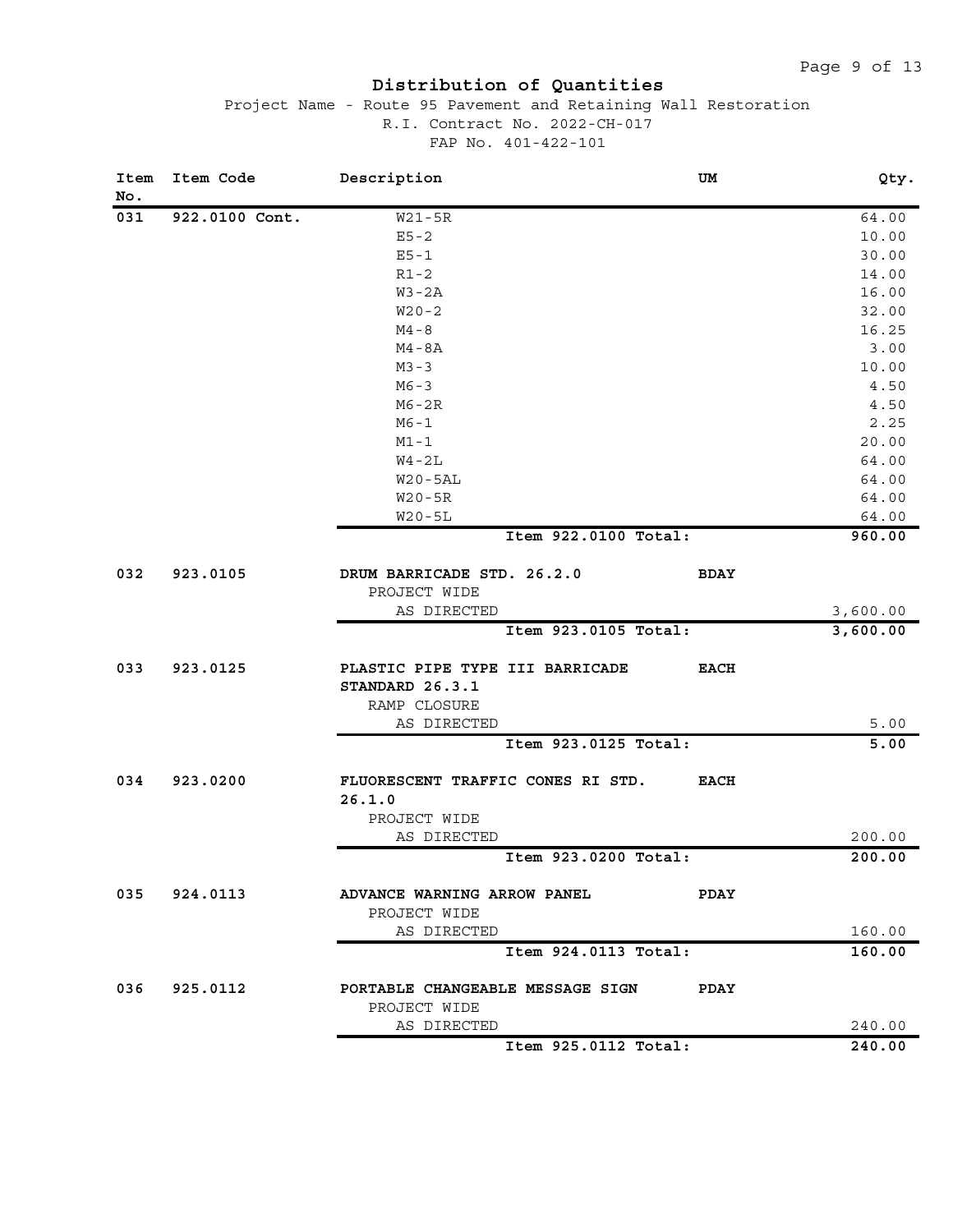# Distribution of Quantities

Project Name - Route 95 Pavement and Retaining Wall Restoration
R.I. Contract No. 2022-CH-017
FAP No. 401-422-101

| Item No. | Item Code | Description | UM | Qty. |
|---|---|---|---|---|
| 031 | 922.0100 Cont. | W21-5R | | 64.00 |
| | | E5-2 | | 10.00 |
| | | E5-1 | | 30.00 |
| | | R1-2 | | 14.00 |
| | | W3-2A | | 16.00 |
| | | W20-2 | | 32.00 |
| | | M4-8 | | 16.25 |
| | | M4-8A | | 3.00 |
| | | M3-3 | | 10.00 |
| | | M6-3 | | 4.50 |
| | | M6-2R | | 4.50 |
| | | M6-1 | | 2.25 |
| | | M1-1 | | 20.00 |
| | | W4-2L | | 64.00 |
| | | W20-5AL | | 64.00 |
| | | W20-5R | | 64.00 |
| | | W20-5L | | 64.00 |
| | | **Item 922.0100 Total:** | | **960.00** |
| 032 | 923.0105 | **DRUM BARRICADE STD. 26.2.0** | **BDAY** | |
| | | PROJECT WIDE | | |
| | | AS DIRECTED | | 3,600.00 |
| | | **Item 923.0105 Total:** | | **3,600.00** |
| 033 | 923.0125 | **PLASTIC PIPE TYPE III BARRICADE STANDARD 26.3.1** | **EACH** | |
| | | RAMP CLOSURE | | |
| | | AS DIRECTED | | 5.00 |
| | | **Item 923.0125 Total:** | | **5.00** |
| 034 | 923.0200 | **FLUORESCENT TRAFFIC CONES RI STD. 26.1.0** | **EACH** | |
| | | PROJECT WIDE | | |
| | | AS DIRECTED | | 200.00 |
| | | **Item 923.0200 Total:** | | **200.00** |
| 035 | 924.0113 | **ADVANCE WARNING ARROW PANEL** | **PDAY** | |
| | | PROJECT WIDE | | |
| | | AS DIRECTED | | 160.00 |
| | | **Item 924.0113 Total:** | | **160.00** |
| 036 | 925.0112 | **PORTABLE CHANGEABLE MESSAGE SIGN** | **PDAY** | |
| | | PROJECT WIDE | | |
| | | AS DIRECTED | | 240.00 |
| | | **Item 925.0112 Total:** | | **240.00** |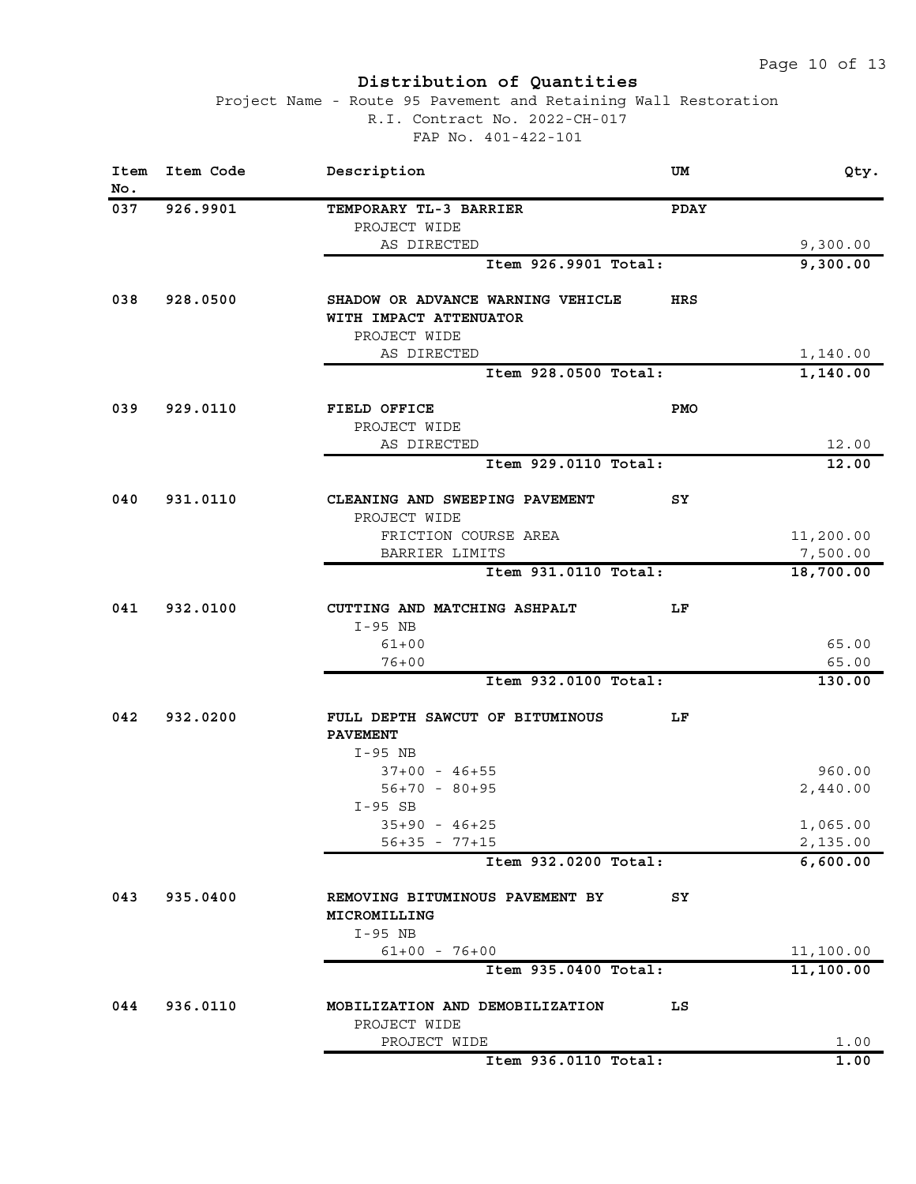# Distribution of Quantities

Project Name - Route 95 Pavement and Retaining Wall Restoration
R.I. Contract No. 2022-CH-017
FAP No. 401-422-101

| Item No. | Item Code | Description | UM | Qty. |
|---|---|---|---|---|
| 037 | 926.9901 | **TEMPORARY TL-3 BARRIER** | **PDAY** | |
| | | PROJECT WIDE | | |
| | | AS DIRECTED | | 9,300.00 |
| | | **Item 926.9901 Total:** | | **9,300.00** |
| 038 | 928.0500 | **SHADOW OR ADVANCE WARNING VEHICLE WITH IMPACT ATTENUATOR** | **HRS** | |
| | | PROJECT WIDE | | |
| | | AS DIRECTED | | 1,140.00 |
| | | **Item 928.0500 Total:** | | **1,140.00** |
| 039 | 929.0110 | **FIELD OFFICE** | **PMO** | |
| | | PROJECT WIDE | | |
| | | AS DIRECTED | | 12.00 |
| | | **Item 929.0110 Total:** | | **12.00** |
| 040 | 931.0110 | **CLEANING AND SWEEPING PAVEMENT** | **SY** | |
| | | PROJECT WIDE | | |
| | | FRICTION COURSE AREA | | 11,200.00 |
| | | BARRIER LIMITS | | 7,500.00 |
| | | **Item 931.0110 Total:** | | **18,700.00** |
| 041 | 932.0100 | **CUTTING AND MATCHING ASHPALT** | **LF** | |
| | | I-95 NB | | |
| | | 61+00 | | 65.00 |
| | | 76+00 | | 65.00 |
| | | **Item 932.0100 Total:** | | **130.00** |
| 042 | 932.0200 | **FULL DEPTH SAWCUT OF BITUMINOUS PAVEMENT** | **LF** | |
| | | I-95 NB | | |
| | | 37+00 - 46+55 | | 960.00 |
| | | 56+70 - 80+95 | | 2,440.00 |
| | | I-95 SB | | |
| | | 35+90 - 46+25 | | 1,065.00 |
| | | 56+35 - 77+15 | | 2,135.00 |
| | | **Item 932.0200 Total:** | | **6,600.00** |
| 043 | 935.0400 | **REMOVING BITUMINOUS PAVEMENT BY MICROMILLING** | **SY** | |
| | | I-95 NB | | |
| | | 61+00 - 76+00 | | 11,100.00 |
| | | **Item 935.0400 Total:** | | **11,100.00** |
| 044 | 936.0110 | **MOBILIZATION AND DEMOBILIZATION** | **LS** | |
| | | PROJECT WIDE | | |
| | | PROJECT WIDE | | 1.00 |
| | | **Item 936.0110 Total:** | | **1.00** |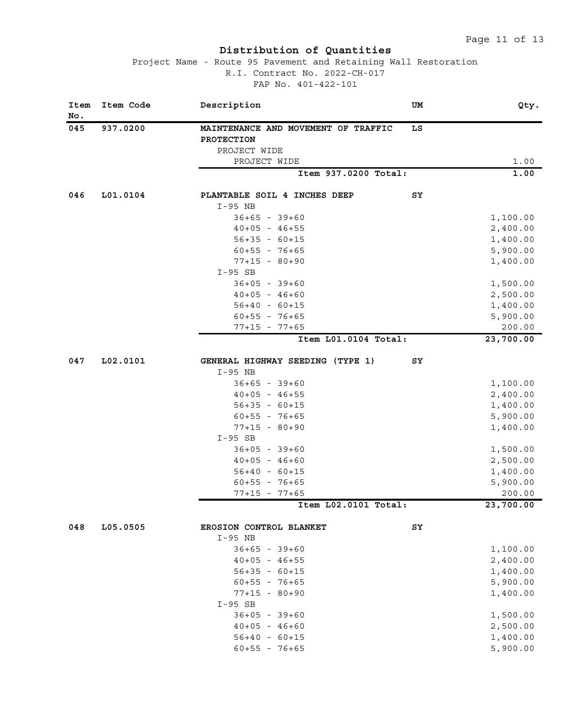# Distribution of Quantities

Project Name - Route 95 Pavement and Retaining Wall Restoration
R.I. Contract No. 2022-CH-017
FAP No. 401-422-101

| Item No. | Item Code | Description | UM | Qty. |
|---|---|---|---|---|
| 045 | 937.0200 | **MAINTENANCE AND MOVEMENT OF TRAFFIC PROTECTION** | LS | |
| | | PROJECT WIDE | | |
| | | PROJECT WIDE | | 1.00 |
| | | **Item 937.0200 Total:** | | **1.00** |
| 046 | L01.0104 | **PLANTABLE SOIL 4 INCHES DEEP** | SY | |
| | | I-95 NB | | |
| | | 36+65 - 39+60 | | 1,100.00 |
| | | 40+05 - 46+55 | | 2,400.00 |
| | | 56+35 - 60+15 | | 1,400.00 |
| | | 60+55 - 76+65 | | 5,900.00 |
| | | 77+15 - 80+90 | | 1,400.00 |
| | | I-95 SB | | |
| | | 36+05 - 39+60 | | 1,500.00 |
| | | 40+05 - 46+60 | | 2,500.00 |
| | | 56+40 - 60+15 | | 1,400.00 |
| | | 60+55 - 76+65 | | 5,900.00 |
| | | 77+15 - 77+65 | | 200.00 |
| | | **Item L01.0104 Total:** | | **23,700.00** |
| 047 | L02.0101 | **GENERAL HIGHWAY SEEDING (TYPE 1)** | SY | |
| | | I-95 NB | | |
| | | 36+65 - 39+60 | | 1,100.00 |
| | | 40+05 - 46+55 | | 2,400.00 |
| | | 56+35 - 60+15 | | 1,400.00 |
| | | 60+55 - 76+65 | | 5,900.00 |
| | | 77+15 - 80+90 | | 1,400.00 |
| | | I-95 SB | | |
| | | 36+05 - 39+60 | | 1,500.00 |
| | | 40+05 - 46+60 | | 2,500.00 |
| | | 56+40 - 60+15 | | 1,400.00 |
| | | 60+55 - 76+65 | | 5,900.00 |
| | | 77+15 - 77+65 | | 200.00 |
| | | **Item L02.0101 Total:** | | **23,700.00** |
| 048 | L05.0505 | **EROSION CONTROL BLANKET** | SY | |
| | | I-95 NB | | |
| | | 36+65 - 39+60 | | 1,100.00 |
| | | 40+05 - 46+55 | | 2,400.00 |
| | | 56+35 - 60+15 | | 1,400.00 |
| | | 60+55 - 76+65 | | 5,900.00 |
| | | 77+15 - 80+90 | | 1,400.00 |
| | | I-95 SB | | |
| | | 36+05 - 39+60 | | 1,500.00 |
| | | 40+05 - 46+60 | | 2,500.00 |
| | | 56+40 - 60+15 | | 1,400.00 |
| | | 60+55 - 76+65 | | 5,900.00 |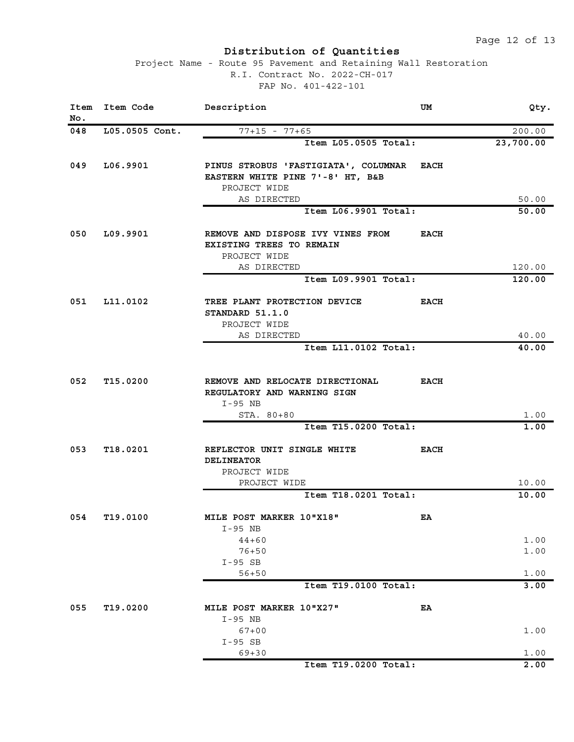# Distribution of Quantities

Project Name - Route 95 Pavement and Retaining Wall Restoration
R.I. Contract No. 2022-CH-017
FAP No. 401-422-101

| Item No. | Item Code | Description | UM | Qty. |
|---|---|---|---|---|
| 048 | L05.0505 Cont. | 77+15 - 77+65 | | 200.00 |
| | | **Item L05.0505 Total:** | | **23,700.00** |
| 049 | **L06.9901** | **PINUS STROBUS 'FASTIGIATA', COLUMNAR EASTERN WHITE PINE 7'-8' HT, B&B** | **EACH** | |
| | | PROJECT WIDE | | |
| | | AS DIRECTED | | 50.00 |
| | | **Item L06.9901 Total:** | | **50.00** |
| 050 | **L09.9901** | **REMOVE AND DISPOSE IVY VINES FROM EXISTING TREES TO REMAIN** | **EACH** | |
| | | PROJECT WIDE | | |
| | | AS DIRECTED | | 120.00 |
| | | **Item L09.9901 Total:** | | **120.00** |
| 051 | **L11.0102** | **TREE PLANT PROTECTION DEVICE STANDARD 51.1.0** | **EACH** | |
| | | PROJECT WIDE | | |
| | | AS DIRECTED | | 40.00 |
| | | **Item L11.0102 Total:** | | **40.00** |
| 052 | **T15.0200** | **REMOVE AND RELOCATE DIRECTIONAL REGULATORY AND WARNING SIGN** | **EACH** | |
| | | I-95 NB | | |
| | | STA. 80+80 | | 1.00 |
| | | **Item T15.0200 Total:** | | **1.00** |
| 053 | **T18.0201** | **REFLECTOR UNIT SINGLE WHITE DELINEATOR** | **EACH** | |
| | | PROJECT WIDE | | |
| | | PROJECT WIDE | | 10.00 |
| | | **Item T18.0201 Total:** | | **10.00** |
| 054 | **T19.0100** | **MILE POST MARKER 10"X18"** | **EA** | |
| | | I-95 NB | | |
| | | 44+60 | | 1.00 |
| | | 76+50 | | 1.00 |
| | | I-95 SB | | |
| | | 56+50 | | 1.00 |
| | | **Item T19.0100 Total:** | | **3.00** |
| 055 | **T19.0200** | **MILE POST MARKER 10"X27"** | **EA** | |
| | | I-95 NB | | |
| | | 67+00 | | 1.00 |
| | | I-95 SB | | |
| | | 69+30 | | 1.00 |
| | | **Item T19.0200 Total:** | | **2.00** |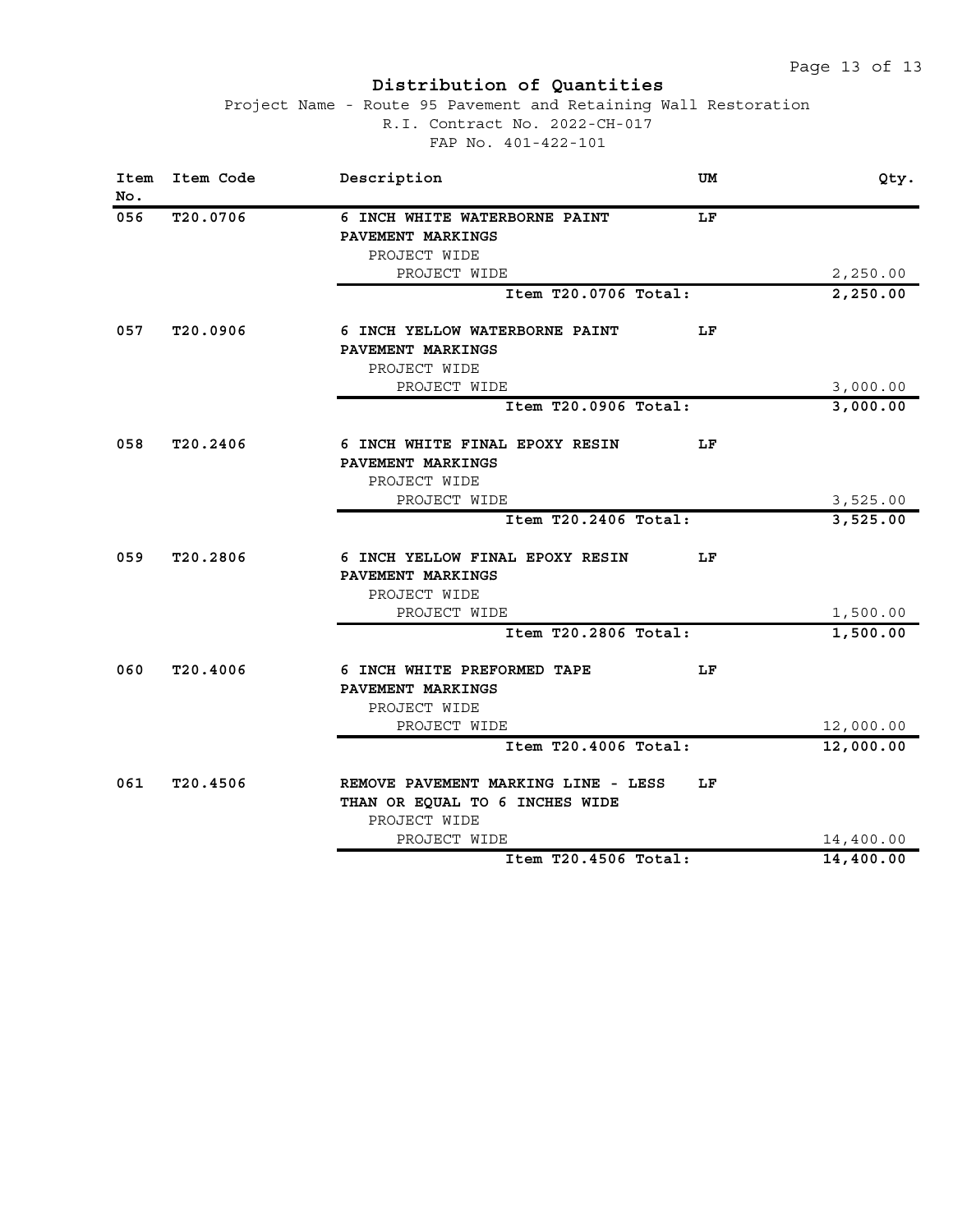## Distribution of Quantities

Project Name - Route 95 Pavement and Retaining Wall Restoration

R.I. Contract No. 2022-CH-017

FAP No. 401-422-101

| Item No. | Item Code | Description | UM | Qty. |
|---|---|---|---|---|
| **056** | **T20.0706** | **6 INCH WHITE WATERBORNE PAINT PAVEMENT MARKINGS** | **LF** | |
| | | PROJECT WIDE | | |
| | | PROJECT WIDE | | 2,250.00 |
| | | **Item T20.0706 Total:** | | **2,250.00** |
| **057** | **T20.0906** | **6 INCH YELLOW WATERBORNE PAINT PAVEMENT MARKINGS** | **LF** | |
| | | PROJECT WIDE | | |
| | | PROJECT WIDE | | 3,000.00 |
| | | **Item T20.0906 Total:** | | **3,000.00** |
| **058** | **T20.2406** | **6 INCH WHITE FINAL EPOXY RESIN PAVEMENT MARKINGS** | **LF** | |
| | | PROJECT WIDE | | |
| | | PROJECT WIDE | | 3,525.00 |
| | | **Item T20.2406 Total:** | | **3,525.00** |
| **059** | **T20.2806** | **6 INCH YELLOW FINAL EPOXY RESIN PAVEMENT MARKINGS** | **LF** | |
| | | PROJECT WIDE | | |
| | | PROJECT WIDE | | 1,500.00 |
| | | **Item T20.2806 Total:** | | **1,500.00** |
| **060** | **T20.4006** | **6 INCH WHITE PREFORMED TAPE PAVEMENT MARKINGS** | **LF** | |
| | | PROJECT WIDE | | |
| | | PROJECT WIDE | | 12,000.00 |
| | | **Item T20.4006 Total:** | | **12,000.00** |
| **061** | **T20.4506** | **REMOVE PAVEMENT MARKING LINE - LESS THAN OR EQUAL TO 6 INCHES WIDE** | **LF** | |
| | | PROJECT WIDE | | |
| | | PROJECT WIDE | | 14,400.00 |
| | | **Item T20.4506 Total:** | | **14,400.00** |